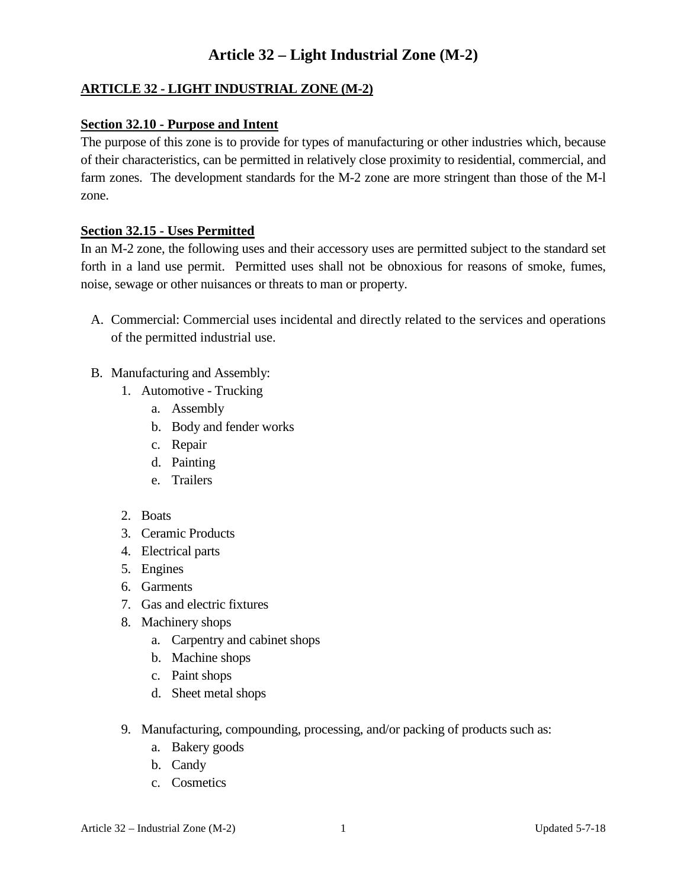# Article 32 – Light Industrial Zone (M-2)

## ARTICLE 32 - LIGHT INDUSTRIAL ZONE (M-2)

### Section 32.10 - Purpose and Intent

The purpose of this zone is to provide for types of manufacturing or other industries which, because of their characteristics, can be permitted in relatively close proximity to residential, commercial, and farm zones. The development standards for the M-2 zone are more stringent than those of the M-l zone.

### Section 32.15 - Uses Permitted

In an M-2 zone, the following uses and their accessory uses are permitted subject to the standard set forth in a land use permit. Permitted uses shall not be obnoxious for reasons of smoke, fumes, noise, sewage or other nuisances or threats to man or property.

A. Commercial: Commercial uses incidental and directly related to the services and operations of the permitted industrial use.

B. Manufacturing and Assembly:
   1. Automotive - Trucking
      a. Assembly
      b. Body and fender works
      c. Repair
      d. Painting
      e. Trailers
   2. Boats
   3. Ceramic Products
   4. Electrical parts
   5. Engines
   6. Garments
   7. Gas and electric fixtures
   8. Machinery shops
      a. Carpentry and cabinet shops
      b. Machine shops
      c. Paint shops
      d. Sheet metal shops
   9. Manufacturing, compounding, processing, and/or packing of products such as:
      a. Bakery goods
      b. Candy
      c. Cosmetics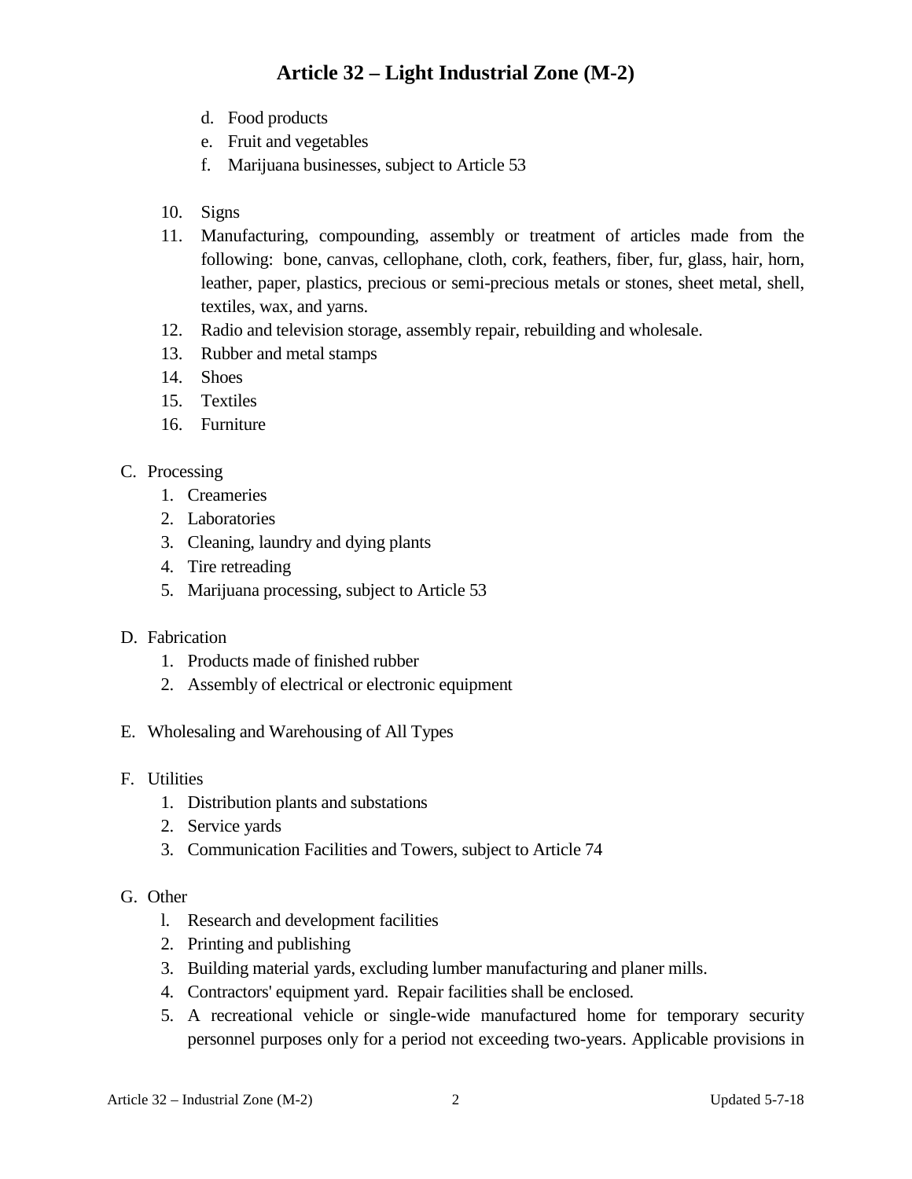d. Food products
e. Fruit and vegetables
f. Marijuana businesses, subject to Article 53

10. Signs
11. Manufacturing, compounding, assembly or treatment of articles made from the following: bone, canvas, cellophane, cloth, cork, feathers, fiber, fur, glass, hair, horn, leather, paper, plastics, precious or semi-precious metals or stones, sheet metal, shell, textiles, wax, and yarns.
12. Radio and television storage, assembly repair, rebuilding and wholesale.
13. Rubber and metal stamps
14. Shoes
15. Textiles
16. Furniture

C. Processing
   1. Creameries
   2. Laboratories
   3. Cleaning, laundry and dying plants
   4. Tire retreading
   5. Marijuana processing, subject to Article 53

D. Fabrication
   1. Products made of finished rubber
   2. Assembly of electrical or electronic equipment

E. Wholesaling and Warehousing of All Types

F. Utilities
   1. Distribution plants and substations
   2. Service yards
   3. Communication Facilities and Towers, subject to Article 74

G. Other
   1. Research and development facilities
   2. Printing and publishing
   3. Building material yards, excluding lumber manufacturing and planer mills.
   4. Contractors' equipment yard. Repair facilities shall be enclosed.
   5. A recreational vehicle or single-wide manufactured home for temporary security personnel purposes only for a period not exceeding two-years. Applicable provisions in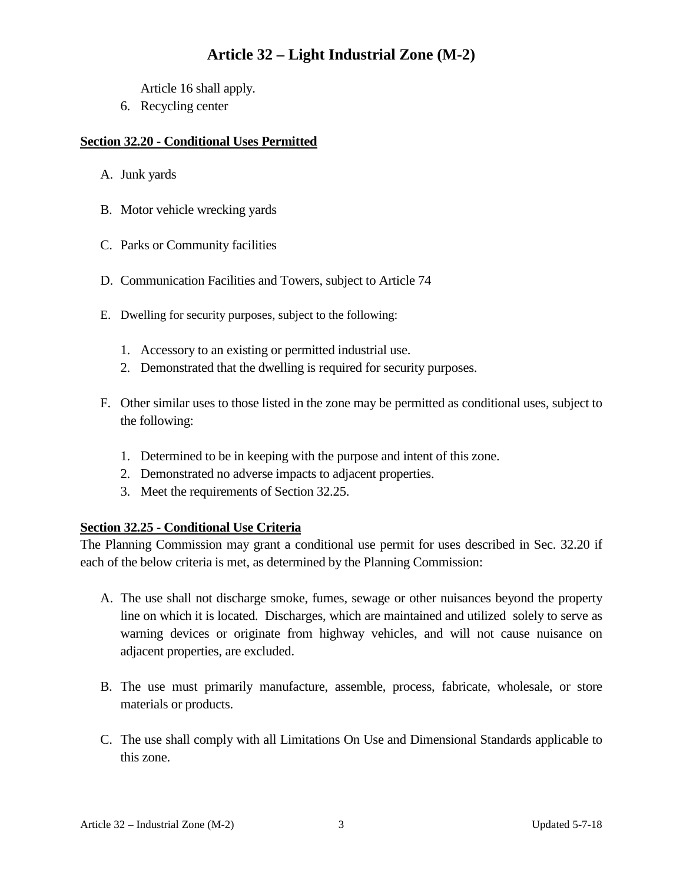Article 16 shall apply.

6. Recycling center

**Section 32.20 - Conditional Uses Permitted**

A. Junk yards

B. Motor vehicle wrecking yards

C. Parks or Community facilities

D. Communication Facilities and Towers, subject to Article 74

E. Dwelling for security purposes, subject to the following:

    1. Accessory to an existing or permitted industrial use.
    2. Demonstrated that the dwelling is required for security purposes.

F. Other similar uses to those listed in the zone may be permitted as conditional uses, subject to the following:

    1. Determined to be in keeping with the purpose and intent of this zone.
    2. Demonstrated no adverse impacts to adjacent properties.
    3. Meet the requirements of Section 32.25.

**Section 32.25 - Conditional Use Criteria**

The Planning Commission may grant a conditional use permit for uses described in Sec. 32.20 if each of the below criteria is met, as determined by the Planning Commission:

A. The use shall not discharge smoke, fumes, sewage or other nuisances beyond the property line on which it is located. Discharges, which are maintained and utilized solely to serve as warning devices or originate from highway vehicles, and will not cause nuisance on adjacent properties, are excluded.

B. The use must primarily manufacture, assemble, process, fabricate, wholesale, or store materials or products.

C. The use shall comply with all Limitations On Use and Dimensional Standards applicable to this zone.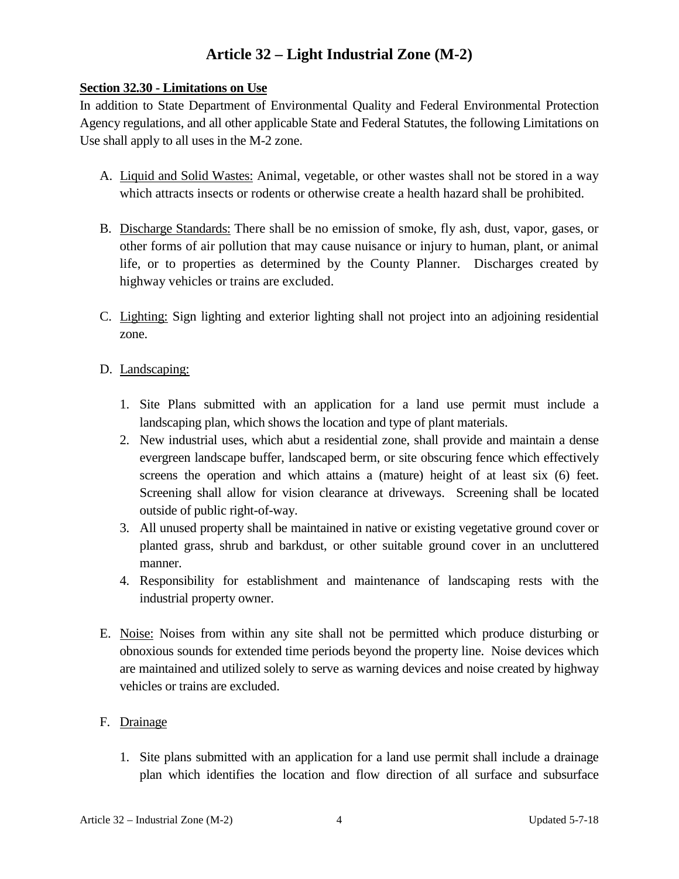# Article 32 – Light Industrial Zone (M-2)

**Section 32.30 - Limitations on Use**

In addition to State Department of Environmental Quality and Federal Environmental Protection Agency regulations, and all other applicable State and Federal Statutes, the following Limitations on Use shall apply to all uses in the M-2 zone.

A. Liquid and Solid Wastes: Animal, vegetable, or other wastes shall not be stored in a way which attracts insects or rodents or otherwise create a health hazard shall be prohibited.

B. Discharge Standards: There shall be no emission of smoke, fly ash, dust, vapor, gases, or other forms of air pollution that may cause nuisance or injury to human, plant, or animal life, or to properties as determined by the County Planner. Discharges created by highway vehicles or trains are excluded.

C. Lighting: Sign lighting and exterior lighting shall not project into an adjoining residential zone.

D. Landscaping:

   1. Site Plans submitted with an application for a land use permit must include a landscaping plan, which shows the location and type of plant materials.
   2. New industrial uses, which abut a residential zone, shall provide and maintain a dense evergreen landscape buffer, landscaped berm, or site obscuring fence which effectively screens the operation and which attains a (mature) height of at least six (6) feet. Screening shall allow for vision clearance at driveways. Screening shall be located outside of public right-of-way.
   3. All unused property shall be maintained in native or existing vegetative ground cover or planted grass, shrub and barkdust, or other suitable ground cover in an uncluttered manner.
   4. Responsibility for establishment and maintenance of landscaping rests with the industrial property owner.

E. Noise: Noises from within any site shall not be permitted which produce disturbing or obnoxious sounds for extended time periods beyond the property line. Noise devices which are maintained and utilized solely to serve as warning devices and noise created by highway vehicles or trains are excluded.

F. Drainage

   1. Site plans submitted with an application for a land use permit shall include a drainage plan which identifies the location and flow direction of all surface and subsurface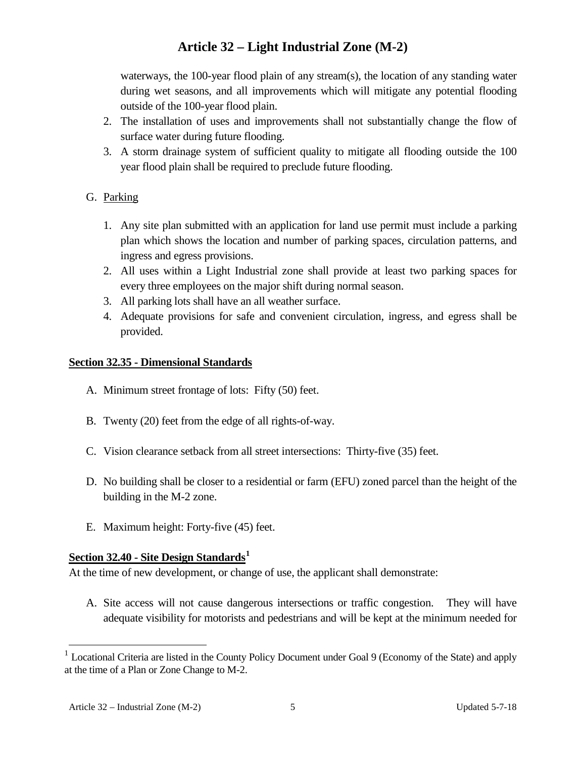waterways, the 100-year flood plain of any stream(s), the location of any standing water during wet seasons, and all improvements which will mitigate any potential flooding outside of the 100-year flood plain.

2. The installation of uses and improvements shall not substantially change the flow of surface water during future flooding.
3. A storm drainage system of sufficient quality to mitigate all flooding outside the 100 year flood plain shall be required to preclude future flooding.

G. Parking

1. Any site plan submitted with an application for land use permit must include a parking plan which shows the location and number of parking spaces, circulation patterns, and ingress and egress provisions.
2. All uses within a Light Industrial zone shall provide at least two parking spaces for every three employees on the major shift during normal season.
3. All parking lots shall have an all weather surface.
4. Adequate provisions for safe and convenient circulation, ingress, and egress shall be provided.

## Section 32.35 - Dimensional Standards

A. Minimum street frontage of lots: Fifty (50) feet.

B. Twenty (20) feet from the edge of all rights-of-way.

C. Vision clearance setback from all street intersections: Thirty-five (35) feet.

D. No building shall be closer to a residential or farm (EFU) zoned parcel than the height of the building in the M-2 zone.

E. Maximum height: Forty-five (45) feet.

## Section 32.40 - Site Design Standards[1]

At the time of new development, or change of use, the applicant shall demonstrate:

A. Site access will not cause dangerous intersections or traffic congestion. They will have adequate visibility for motorists and pedestrians and will be kept at the minimum needed for

[1] Locational Criteria are listed in the County Policy Document under Goal 9 (Economy of the State) and apply at the time of a Plan or Zone Change to M-2.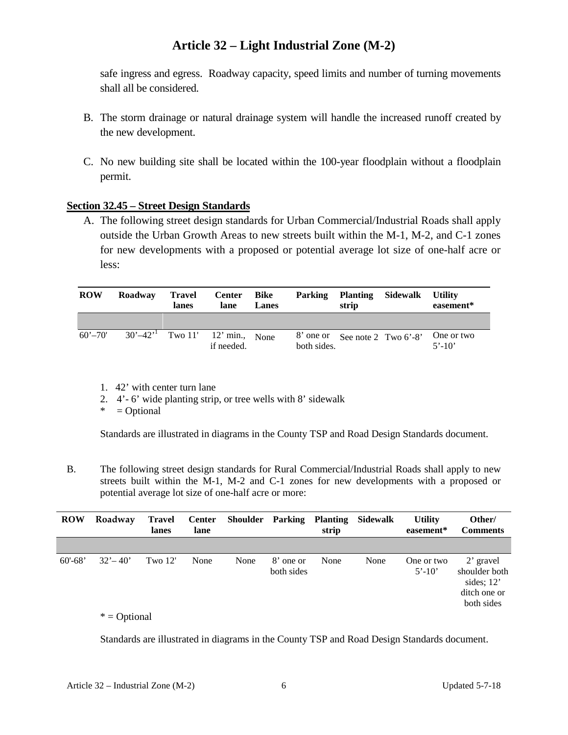safe ingress and egress. Roadway capacity, speed limits and number of turning movements shall all be considered.

B. The storm drainage or natural drainage system will handle the increased runoff created by the new development.

C. No new building site shall be located within the 100-year floodplain without a floodplain permit.

## Section 32.45 – Street Design Standards

A. The following street design standards for Urban Commercial/Industrial Roads shall apply outside the Urban Growth Areas to new streets built within the M-1, M-2, and C-1 zones for new developments with a proposed or potential average lot size of one-half acre or less:

| ROW | Roadway | Travel lanes | Center lane | Bike Lanes | Parking | Planting strip | Sidewalk | Utility easement* |
|---|---|---|---|---|---|---|---|---|
| 60'–70' | 30'–42'[1] | Two 11' | 12' min., if needed. | None | 8' one or both sides. | See note 2 | Two 6'-8' | One or two 5'-10' |

1. 42' with center turn lane
2. 4'- 6' wide planting strip, or tree wells with 8' sidewalk

\* = Optional

Standards are illustrated in diagrams in the County TSP and Road Design Standards document.

B. The following street design standards for Rural Commercial/Industrial Roads shall apply to new streets built within the M-1, M-2 and C-1 zones for new developments with a proposed or potential average lot size of one-half acre or more:

| ROW | Roadway | Travel lanes | Center lane | Shoulder | Parking | Planting strip | Sidewalk | Utility easement* | Other/ Comments |
|---|---|---|---|---|---|---|---|---|---|
| 60'-68' | 32'– 40' | Two 12' | None | None | 8' one or both sides | None | None | One or two 5'-10' | 2' gravel shoulder both sides; 12' ditch one or both sides |

\* = Optional

Standards are illustrated in diagrams in the County TSP and Road Design Standards document.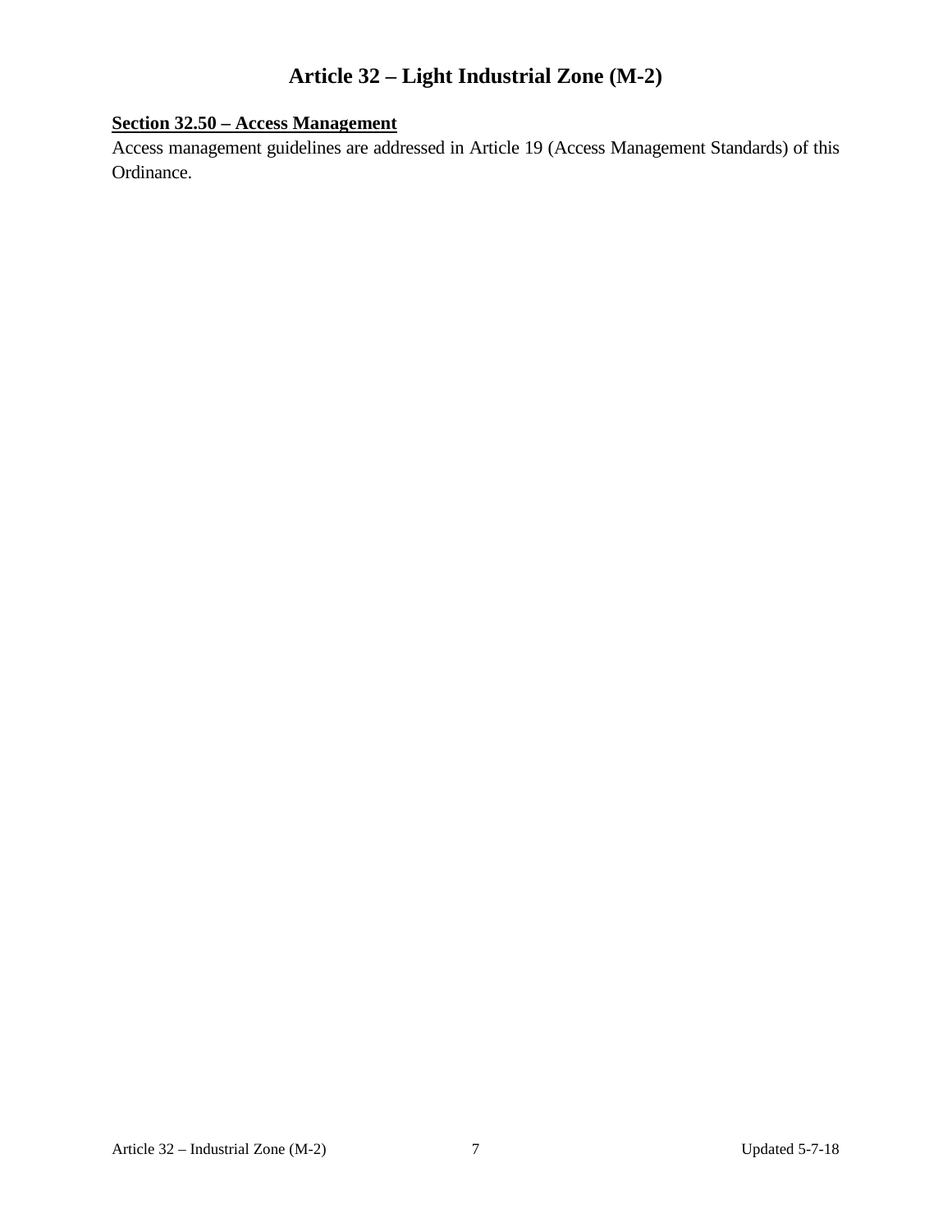# Article 32 – Light Industrial Zone (M-2)

## Section 32.50 – Access Management

Access management guidelines are addressed in Article 19 (Access Management Standards) of this Ordinance.